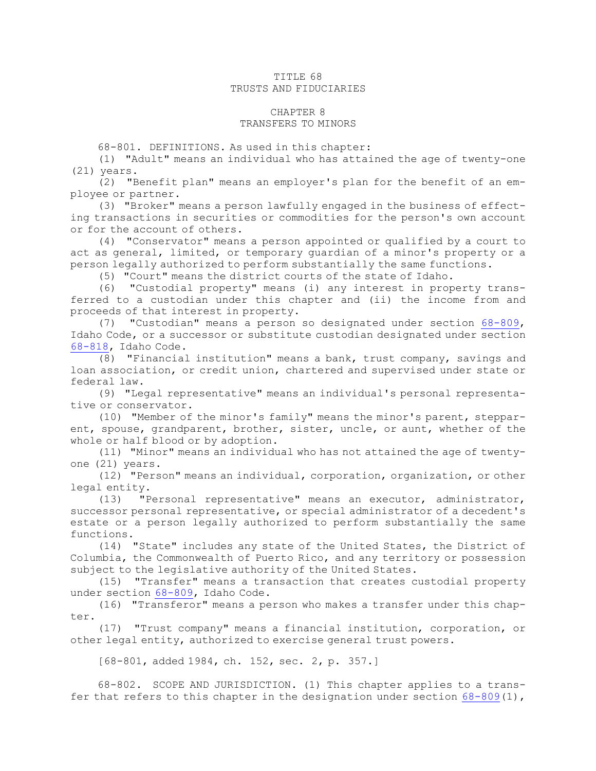# TITLE 68
# TRUSTS AND FIDUCIARIES

## CHAPTER 8
## TRANSFERS TO MINORS

68-801. DEFINITIONS. As used in this chapter:

(1) "Adult" means an individual who has attained the age of twenty-one (21) years.

(2) "Benefit plan" means an employer's plan for the benefit of an employee or partner.

(3) "Broker" means a person lawfully engaged in the business of effecting transactions in securities or commodities for the person's own account or for the account of others.

(4) "Conservator" means a person appointed or qualified by a court to act as general, limited, or temporary guardian of a minor's property or a person legally authorized to perform substantially the same functions.

(5) "Court" means the district courts of the state of Idaho.

(6) "Custodial property" means (i) any interest in property transferred to a custodian under this chapter and (ii) the income from and proceeds of that interest in property.

(7) "Custodian" means a person so designated under section 68-809, Idaho Code, or a successor or substitute custodian designated under section 68-818, Idaho Code.

(8) "Financial institution" means a bank, trust company, savings and loan association, or credit union, chartered and supervised under state or federal law.

(9) "Legal representative" means an individual's personal representative or conservator.

(10) "Member of the minor's family" means the minor's parent, stepparent, spouse, grandparent, brother, sister, uncle, or aunt, whether of the whole or half blood or by adoption.

(11) "Minor" means an individual who has not attained the age of twenty-one (21) years.

(12) "Person" means an individual, corporation, organization, or other legal entity.

(13) "Personal representative" means an executor, administrator, successor personal representative, or special administrator of a decedent's estate or a person legally authorized to perform substantially the same functions.

(14) "State" includes any state of the United States, the District of Columbia, the Commonwealth of Puerto Rico, and any territory or possession subject to the legislative authority of the United States.

(15) "Transfer" means a transaction that creates custodial property under section 68-809, Idaho Code.

(16) "Transferor" means a person who makes a transfer under this chapter.

(17) "Trust company" means a financial institution, corporation, or other legal entity, authorized to exercise general trust powers.

[68-801, added 1984, ch. 152, sec. 2, p. 357.]

68-802. SCOPE AND JURISDICTION. (1) This chapter applies to a transfer that refers to this chapter in the designation under section 68-809(1),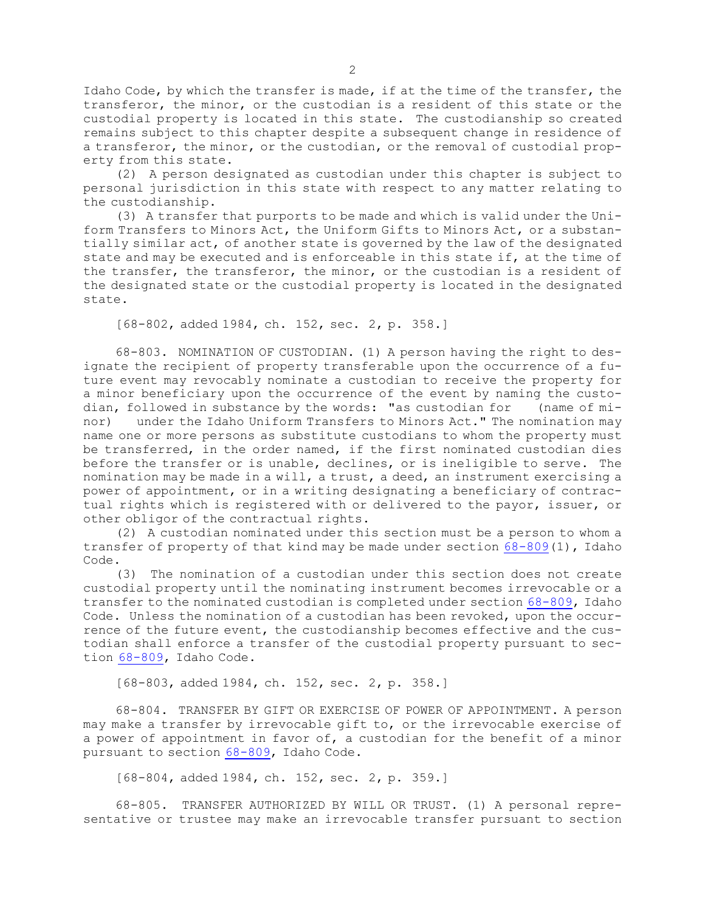Idaho Code, by which the transfer is made, if at the time of the transfer, the transferor, the minor, or the custodian is a resident of this state or the custodial property is located in this state. The custodianship so created remains subject to this chapter despite a subsequent change in residence of a transferor, the minor, or the custodian, or the removal of custodial property from this state.

(2) A person designated as custodian under this chapter is subject to personal jurisdiction in this state with respect to any matter relating to the custodianship.

(3) A transfer that purports to be made and which is valid under the Uniform Transfers to Minors Act, the Uniform Gifts to Minors Act, or a substantially similar act, of another state is governed by the law of the designated state and may be executed and is enforceable in this state if, at the time of the transfer, the transferor, the minor, or the custodian is a resident of the designated state or the custodial property is located in the designated state.

[68-802, added 1984, ch. 152, sec. 2, p. 358.]

68-803. NOMINATION OF CUSTODIAN. (1) A person having the right to designate the recipient of property transferable upon the occurrence of a future event may revocably nominate a custodian to receive the property for a minor beneficiary upon the occurrence of the event by naming the custodian, followed in substance by the words: "as custodian for (name of minor) under the Idaho Uniform Transfers to Minors Act." The nomination may name one or more persons as substitute custodians to whom the property must be transferred, in the order named, if the first nominated custodian dies before the transfer or is unable, declines, or is ineligible to serve. The nomination may be made in a will, a trust, a deed, an instrument exercising a power of appointment, or in a writing designating a beneficiary of contractual rights which is registered with or delivered to the payor, issuer, or other obligor of the contractual rights.

(2) A custodian nominated under this section must be a person to whom a transfer of property of that kind may be made under section 68-809(1), Idaho Code.

(3) The nomination of a custodian under this section does not create custodial property until the nominating instrument becomes irrevocable or a transfer to the nominated custodian is completed under section 68-809, Idaho Code. Unless the nomination of a custodian has been revoked, upon the occurrence of the future event, the custodianship becomes effective and the custodian shall enforce a transfer of the custodial property pursuant to section 68-809, Idaho Code.

[68-803, added 1984, ch. 152, sec. 2, p. 358.]

68-804. TRANSFER BY GIFT OR EXERCISE OF POWER OF APPOINTMENT. A person may make a transfer by irrevocable gift to, or the irrevocable exercise of a power of appointment in favor of, a custodian for the benefit of a minor pursuant to section 68-809, Idaho Code.

[68-804, added 1984, ch. 152, sec. 2, p. 359.]

68-805. TRANSFER AUTHORIZED BY WILL OR TRUST. (1) A personal representative or trustee may make an irrevocable transfer pursuant to section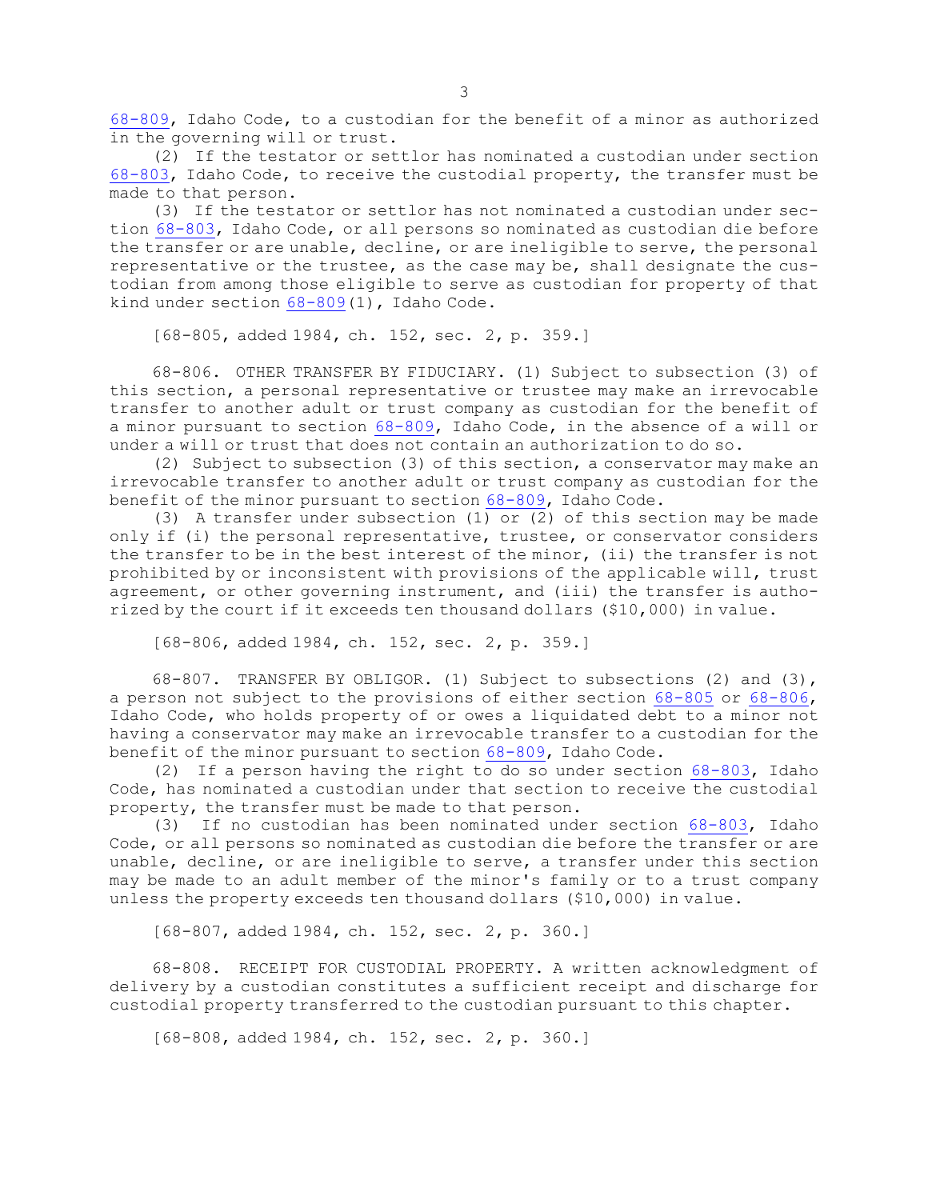68-809, Idaho Code, to a custodian for the benefit of a minor as authorized in the governing will or trust.

(2) If the testator or settlor has nominated a custodian under section 68-803, Idaho Code, to receive the custodial property, the transfer must be made to that person.

(3) If the testator or settlor has not nominated a custodian under section 68-803, Idaho Code, or all persons so nominated as custodian die before the transfer or are unable, decline, or are ineligible to serve, the personal representative or the trustee, as the case may be, shall designate the custodian from among those eligible to serve as custodian for property of that kind under section 68-809(1), Idaho Code.

[68-805, added 1984, ch. 152, sec. 2, p. 359.]

68-806. OTHER TRANSFER BY FIDUCIARY. (1) Subject to subsection (3) of this section, a personal representative or trustee may make an irrevocable transfer to another adult or trust company as custodian for the benefit of a minor pursuant to section 68-809, Idaho Code, in the absence of a will or under a will or trust that does not contain an authorization to do so.

(2) Subject to subsection (3) of this section, a conservator may make an irrevocable transfer to another adult or trust company as custodian for the benefit of the minor pursuant to section 68-809, Idaho Code.

(3) A transfer under subsection (1) or (2) of this section may be made only if (i) the personal representative, trustee, or conservator considers the transfer to be in the best interest of the minor, (ii) the transfer is not prohibited by or inconsistent with provisions of the applicable will, trust agreement, or other governing instrument, and (iii) the transfer is authorized by the court if it exceeds ten thousand dollars ($10,000) in value.

[68-806, added 1984, ch. 152, sec. 2, p. 359.]

68-807. TRANSFER BY OBLIGOR. (1) Subject to subsections (2) and (3), a person not subject to the provisions of either section 68-805 or 68-806, Idaho Code, who holds property of or owes a liquidated debt to a minor not having a conservator may make an irrevocable transfer to a custodian for the benefit of the minor pursuant to section 68-809, Idaho Code.

(2) If a person having the right to do so under section 68-803, Idaho Code, has nominated a custodian under that section to receive the custodial property, the transfer must be made to that person.

(3) If no custodian has been nominated under section 68-803, Idaho Code, or all persons so nominated as custodian die before the transfer or are unable, decline, or are ineligible to serve, a transfer under this section may be made to an adult member of the minor's family or to a trust company unless the property exceeds ten thousand dollars ($10,000) in value.

[68-807, added 1984, ch. 152, sec. 2, p. 360.]

68-808. RECEIPT FOR CUSTODIAL PROPERTY. A written acknowledgment of delivery by a custodian constitutes a sufficient receipt and discharge for custodial property transferred to the custodian pursuant to this chapter.

[68-808, added 1984, ch. 152, sec. 2, p. 360.]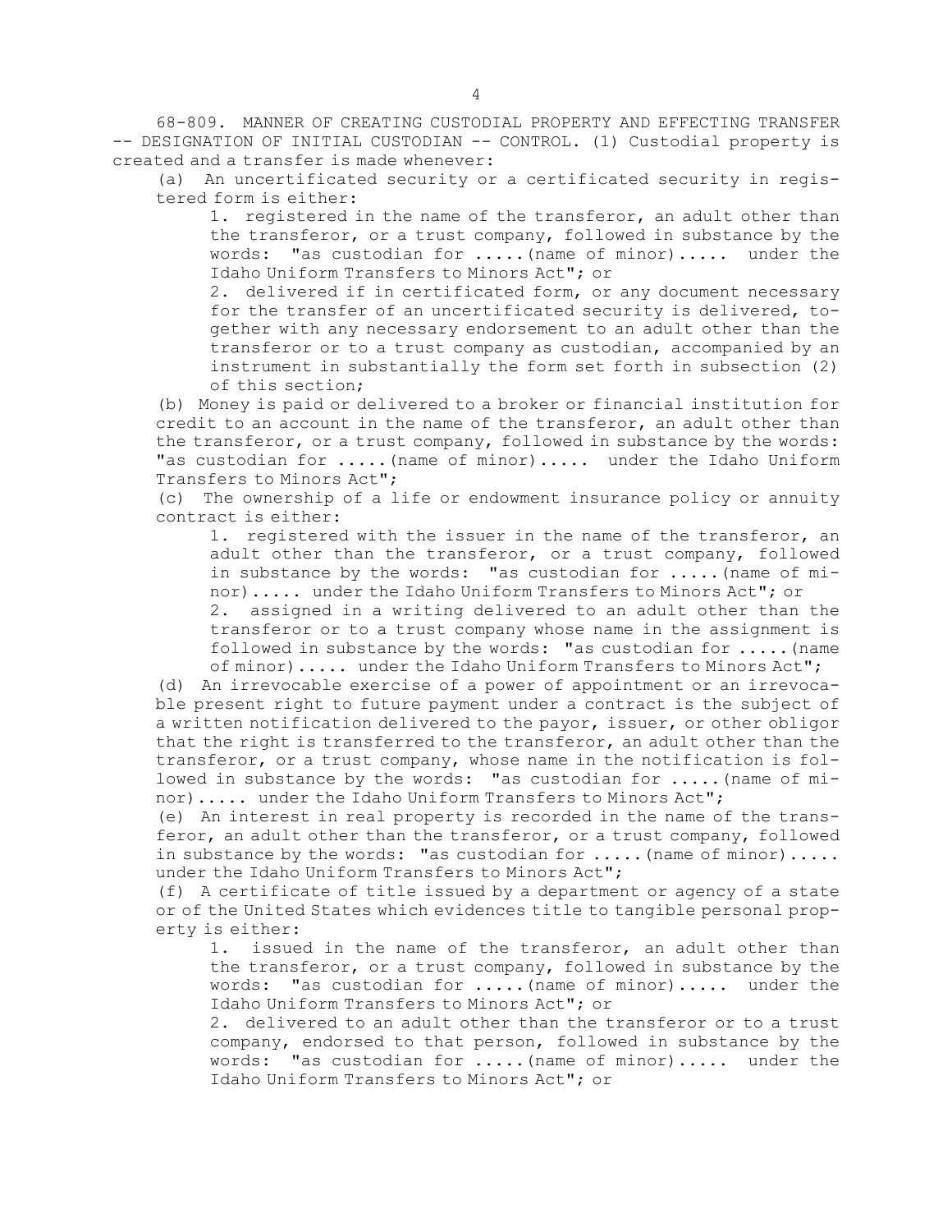68-809. MANNER OF CREATING CUSTODIAL PROPERTY AND EFFECTING TRANSFER -- DESIGNATION OF INITIAL CUSTODIAN -- CONTROL. (1) Custodial property is created and a transfer is made whenever:

(a) An uncertificated security or a certificated security in registered form is either:

1. registered in the name of the transferor, an adult other than the transferor, or a trust company, followed in substance by the words: "as custodian for .....(name of minor)..... under the Idaho Uniform Transfers to Minors Act"; or

2. delivered if in certificated form, or any document necessary for the transfer of an uncertificated security is delivered, together with any necessary endorsement to an adult other than the transferor or to a trust company as custodian, accompanied by an instrument in substantially the form set forth in subsection (2) of this section;

(b) Money is paid or delivered to a broker or financial institution for credit to an account in the name of the transferor, an adult other than the transferor, or a trust company, followed in substance by the words: "as custodian for .....(name of minor)..... under the Idaho Uniform Transfers to Minors Act";

(c) The ownership of a life or endowment insurance policy or annuity contract is either:

1. registered with the issuer in the name of the transferor, an adult other than the transferor, or a trust company, followed in substance by the words: "as custodian for .....(name of minor)..... under the Idaho Uniform Transfers to Minors Act"; or

2. assigned in a writing delivered to an adult other than the transferor or to a trust company whose name in the assignment is followed in substance by the words: "as custodian for .....(name of minor)..... under the Idaho Uniform Transfers to Minors Act";

(d) An irrevocable exercise of a power of appointment or an irrevocable present right to future payment under a contract is the subject of a written notification delivered to the payor, issuer, or other obligor that the right is transferred to the transferor, an adult other than the transferor, or a trust company, whose name in the notification is followed in substance by the words: "as custodian for .....(name of minor)..... under the Idaho Uniform Transfers to Minors Act";

(e) An interest in real property is recorded in the name of the transferor, an adult other than the transferor, or a trust company, followed in substance by the words: "as custodian for .....(name of minor)..... under the Idaho Uniform Transfers to Minors Act";

(f) A certificate of title issued by a department or agency of a state or of the United States which evidences title to tangible personal property is either:

1. issued in the name of the transferor, an adult other than the transferor, or a trust company, followed in substance by the words: "as custodian for .....(name of minor)..... under the Idaho Uniform Transfers to Minors Act"; or

2. delivered to an adult other than the transferor or to a trust company, endorsed to that person, followed in substance by the words: "as custodian for .....(name of minor)..... under the Idaho Uniform Transfers to Minors Act"; or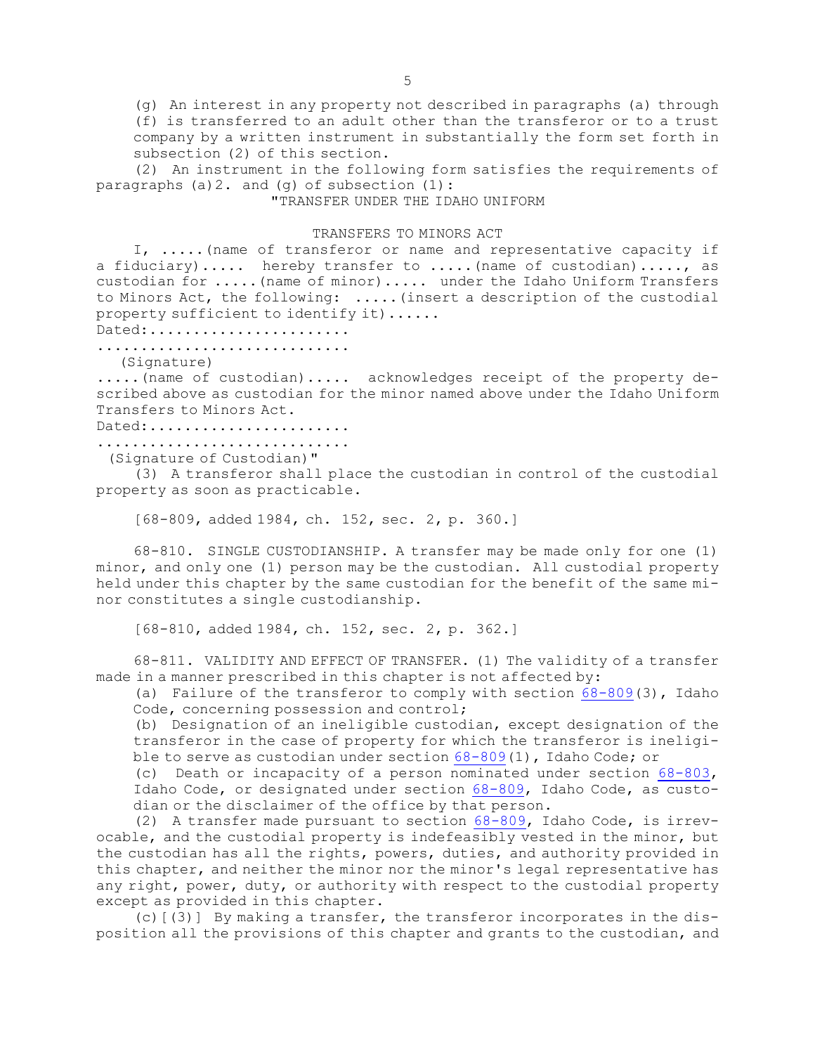(g) An interest in any property not described in paragraphs (a) through (f) is transferred to an adult other than the transferor or to a trust company by a written instrument in substantially the form set forth in subsection (2) of this section.

(2) An instrument in the following form satisfies the requirements of paragraphs (a)2. and (g) of subsection (1):

"TRANSFER UNDER THE IDAHO UNIFORM

TRANSFERS TO MINORS ACT

I, .....(name of transferor or name and representative capacity if a fiduciary)..... hereby transfer to .....(name of custodian)....., as custodian for .....(name of minor)..... under the Idaho Uniform Transfers to Minors Act, the following: .....(insert a description of the custodial property sufficient to identify it)......

Dated:......................

............................

(Signature)

.....(name of custodian)..... acknowledges receipt of the property described above as custodian for the minor named above under the Idaho Uniform Transfers to Minors Act.

Dated:......................

............................

(Signature of Custodian)"

(3) A transferor shall place the custodian in control of the custodial property as soon as practicable.

[68-809, added 1984, ch. 152, sec. 2, p. 360.]

68-810. SINGLE CUSTODIANSHIP. A transfer may be made only for one (1) minor, and only one (1) person may be the custodian. All custodial property held under this chapter by the same custodian for the benefit of the same minor constitutes a single custodianship.

[68-810, added 1984, ch. 152, sec. 2, p. 362.]

68-811. VALIDITY AND EFFECT OF TRANSFER. (1) The validity of a transfer made in a manner prescribed in this chapter is not affected by:

(a) Failure of the transferor to comply with section 68-809(3), Idaho Code, concerning possession and control;

(b) Designation of an ineligible custodian, except designation of the transferor in the case of property for which the transferor is ineligible to serve as custodian under section 68-809(1), Idaho Code; or

(c) Death or incapacity of a person nominated under section 68-803, Idaho Code, or designated under section 68-809, Idaho Code, as custodian or the disclaimer of the office by that person.

(2) A transfer made pursuant to section 68-809, Idaho Code, is irrevocable, and the custodial property is indefeasibly vested in the minor, but the custodian has all the rights, powers, duties, and authority provided in this chapter, and neither the minor nor the minor's legal representative has any right, power, duty, or authority with respect to the custodial property except as provided in this chapter.

(c)[(3)] By making a transfer, the transferor incorporates in the disposition all the provisions of this chapter and grants to the custodian, and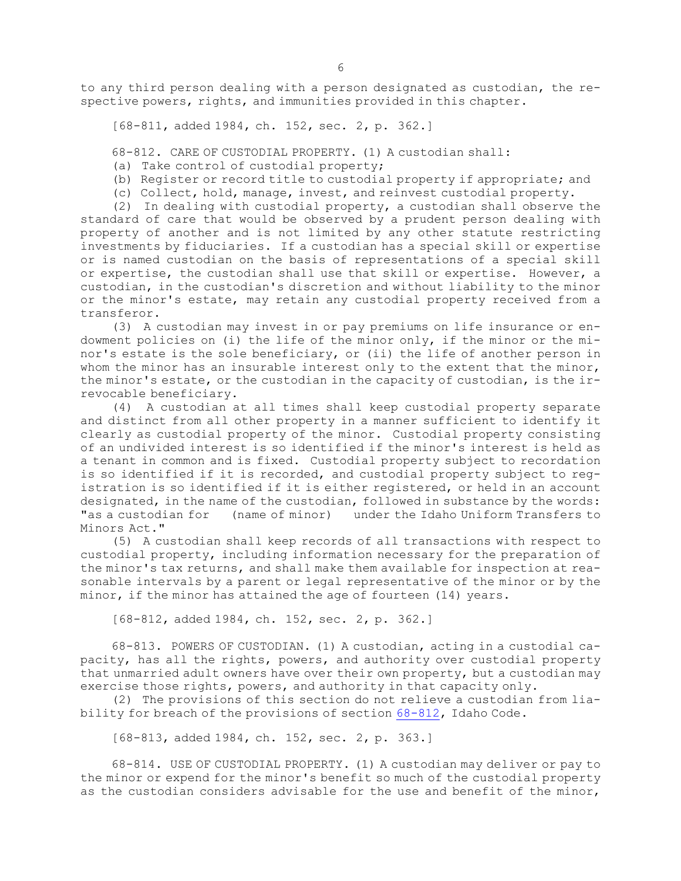to any third person dealing with a person designated as custodian, the respective powers, rights, and immunities provided in this chapter.

[68-811, added 1984, ch. 152, sec. 2, p. 362.]

68-812. CARE OF CUSTODIAL PROPERTY. (1) A custodian shall:

(a) Take control of custodial property;

(b) Register or record title to custodial property if appropriate; and

(c) Collect, hold, manage, invest, and reinvest custodial property.

(2) In dealing with custodial property, a custodian shall observe the standard of care that would be observed by a prudent person dealing with property of another and is not limited by any other statute restricting investments by fiduciaries. If a custodian has a special skill or expertise or is named custodian on the basis of representations of a special skill or expertise, the custodian shall use that skill or expertise. However, a custodian, in the custodian's discretion and without liability to the minor or the minor's estate, may retain any custodial property received from a transferor.

(3) A custodian may invest in or pay premiums on life insurance or endowment policies on (i) the life of the minor only, if the minor or the minor's estate is the sole beneficiary, or (ii) the life of another person in whom the minor has an insurable interest only to the extent that the minor, the minor's estate, or the custodian in the capacity of custodian, is the irrevocable beneficiary.

(4) A custodian at all times shall keep custodial property separate and distinct from all other property in a manner sufficient to identify it clearly as custodial property of the minor. Custodial property consisting of an undivided interest is so identified if the minor's interest is held as a tenant in common and is fixed. Custodial property subject to recordation is so identified if it is recorded, and custodial property subject to registration is so identified if it is either registered, or held in an account designated, in the name of the custodian, followed in substance by the words: "as a custodian for (name of minor) under the Idaho Uniform Transfers to Minors Act."

(5) A custodian shall keep records of all transactions with respect to custodial property, including information necessary for the preparation of the minor's tax returns, and shall make them available for inspection at reasonable intervals by a parent or legal representative of the minor or by the minor, if the minor has attained the age of fourteen (14) years.

[68-812, added 1984, ch. 152, sec. 2, p. 362.]

68-813. POWERS OF CUSTODIAN. (1) A custodian, acting in a custodial capacity, has all the rights, powers, and authority over custodial property that unmarried adult owners have over their own property, but a custodian may exercise those rights, powers, and authority in that capacity only.

(2) The provisions of this section do not relieve a custodian from liability for breach of the provisions of section 68-812, Idaho Code.

[68-813, added 1984, ch. 152, sec. 2, p. 363.]

68-814. USE OF CUSTODIAL PROPERTY. (1) A custodian may deliver or pay to the minor or expend for the minor's benefit so much of the custodial property as the custodian considers advisable for the use and benefit of the minor,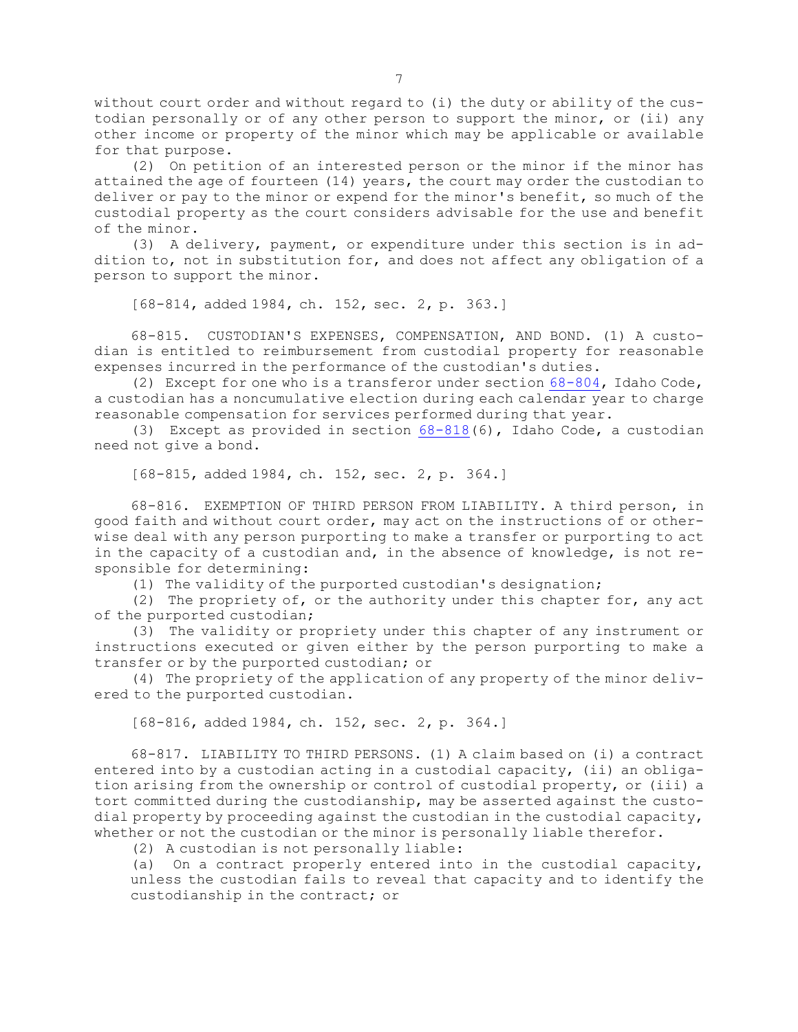without court order and without regard to (i) the duty or ability of the custodian personally or of any other person to support the minor, or (ii) any other income or property of the minor which may be applicable or available for that purpose.

(2) On petition of an interested person or the minor if the minor has attained the age of fourteen (14) years, the court may order the custodian to deliver or pay to the minor or expend for the minor's benefit, so much of the custodial property as the court considers advisable for the use and benefit of the minor.

(3) A delivery, payment, or expenditure under this section is in addition to, not in substitution for, and does not affect any obligation of a person to support the minor.

[68-814, added 1984, ch. 152, sec. 2, p. 363.]

68-815. CUSTODIAN'S EXPENSES, COMPENSATION, AND BOND. (1) A custodian is entitled to reimbursement from custodial property for reasonable expenses incurred in the performance of the custodian's duties.

(2) Except for one who is a transferor under section 68-804, Idaho Code, a custodian has a noncumulative election during each calendar year to charge reasonable compensation for services performed during that year.

(3) Except as provided in section 68-818(6), Idaho Code, a custodian need not give a bond.

[68-815, added 1984, ch. 152, sec. 2, p. 364.]

68-816. EXEMPTION OF THIRD PERSON FROM LIABILITY. A third person, in good faith and without court order, may act on the instructions of or otherwise deal with any person purporting to make a transfer or purporting to act in the capacity of a custodian and, in the absence of knowledge, is not responsible for determining:

(1) The validity of the purported custodian's designation;

(2) The propriety of, or the authority under this chapter for, any act of the purported custodian;

(3) The validity or propriety under this chapter of any instrument or instructions executed or given either by the person purporting to make a transfer or by the purported custodian; or

(4) The propriety of the application of any property of the minor delivered to the purported custodian.

[68-816, added 1984, ch. 152, sec. 2, p. 364.]

68-817. LIABILITY TO THIRD PERSONS. (1) A claim based on (i) a contract entered into by a custodian acting in a custodial capacity, (ii) an obligation arising from the ownership or control of custodial property, or (iii) a tort committed during the custodianship, may be asserted against the custodial property by proceeding against the custodian in the custodial capacity, whether or not the custodian or the minor is personally liable therefor.

(2) A custodian is not personally liable:

(a) On a contract properly entered into in the custodial capacity, unless the custodian fails to reveal that capacity and to identify the custodianship in the contract; or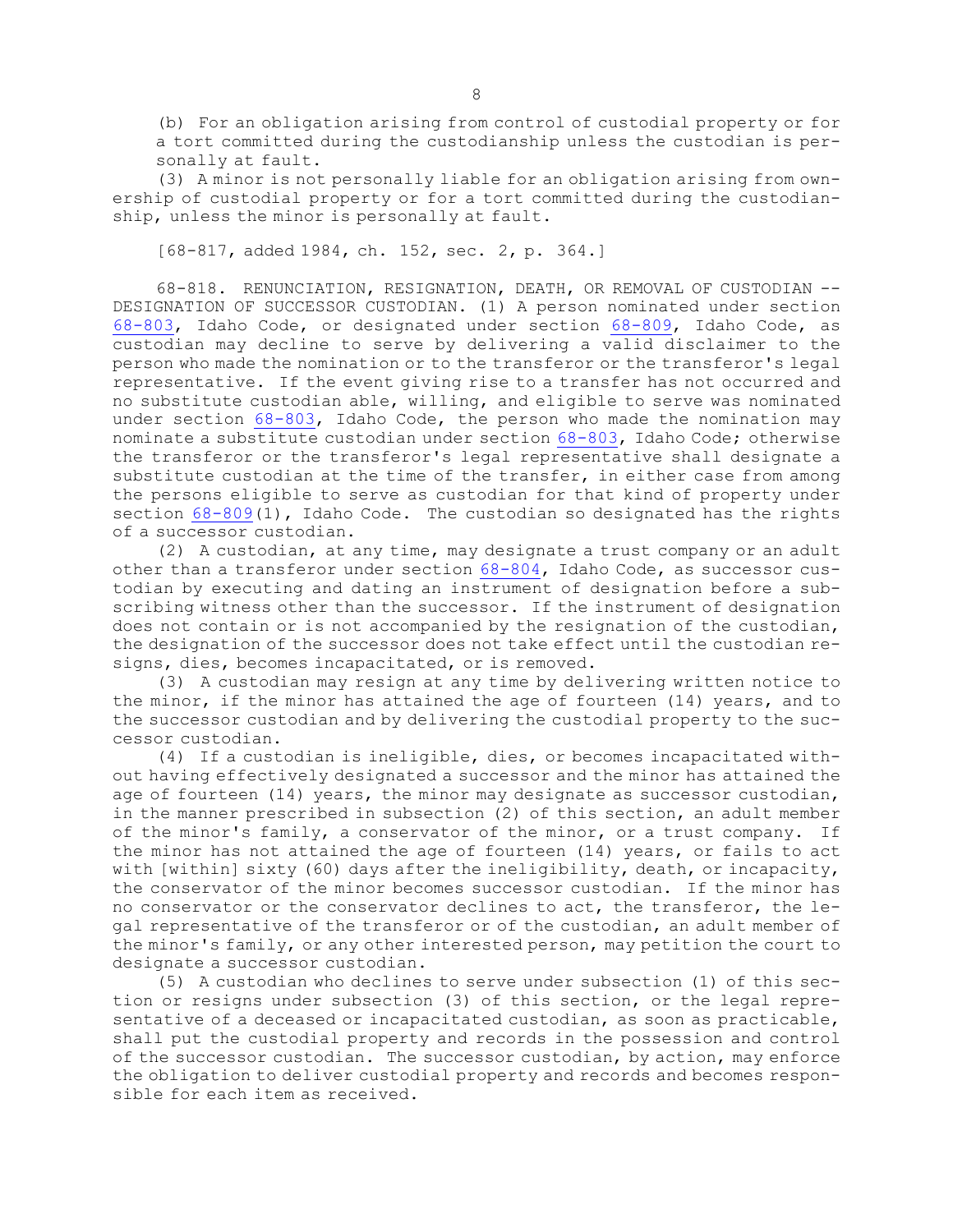(b) For an obligation arising from control of custodial property or for a tort committed during the custodianship unless the custodian is personally at fault.

(3) A minor is not personally liable for an obligation arising from ownership of custodial property or for a tort committed during the custodianship, unless the minor is personally at fault.

[68-817, added 1984, ch. 152, sec. 2, p. 364.]

68-818. RENUNCIATION, RESIGNATION, DEATH, OR REMOVAL OF CUSTODIAN -- DESIGNATION OF SUCCESSOR CUSTODIAN. (1) A person nominated under section 68-803, Idaho Code, or designated under section 68-809, Idaho Code, as custodian may decline to serve by delivering a valid disclaimer to the person who made the nomination or to the transferor or the transferor's legal representative. If the event giving rise to a transfer has not occurred and no substitute custodian able, willing, and eligible to serve was nominated under section 68-803, Idaho Code, the person who made the nomination may nominate a substitute custodian under section 68-803, Idaho Code; otherwise the transferor or the transferor's legal representative shall designate a substitute custodian at the time of the transfer, in either case from among the persons eligible to serve as custodian for that kind of property under section 68-809(1), Idaho Code. The custodian so designated has the rights of a successor custodian.

(2) A custodian, at any time, may designate a trust company or an adult other than a transferor under section 68-804, Idaho Code, as successor custodian by executing and dating an instrument of designation before a subscribing witness other than the successor. If the instrument of designation does not contain or is not accompanied by the resignation of the custodian, the designation of the successor does not take effect until the custodian resigns, dies, becomes incapacitated, or is removed.

(3) A custodian may resign at any time by delivering written notice to the minor, if the minor has attained the age of fourteen (14) years, and to the successor custodian and by delivering the custodial property to the successor custodian.

(4) If a custodian is ineligible, dies, or becomes incapacitated without having effectively designated a successor and the minor has attained the age of fourteen (14) years, the minor may designate as successor custodian, in the manner prescribed in subsection (2) of this section, an adult member of the minor's family, a conservator of the minor, or a trust company. If the minor has not attained the age of fourteen (14) years, or fails to act with [within] sixty (60) days after the ineligibility, death, or incapacity, the conservator of the minor becomes successor custodian. If the minor has no conservator or the conservator declines to act, the transferor, the legal representative of the transferor or of the custodian, an adult member of the minor's family, or any other interested person, may petition the court to designate a successor custodian.

(5) A custodian who declines to serve under subsection (1) of this section or resigns under subsection (3) of this section, or the legal representative of a deceased or incapacitated custodian, as soon as practicable, shall put the custodial property and records in the possession and control of the successor custodian. The successor custodian, by action, may enforce the obligation to deliver custodial property and records and becomes responsible for each item as received.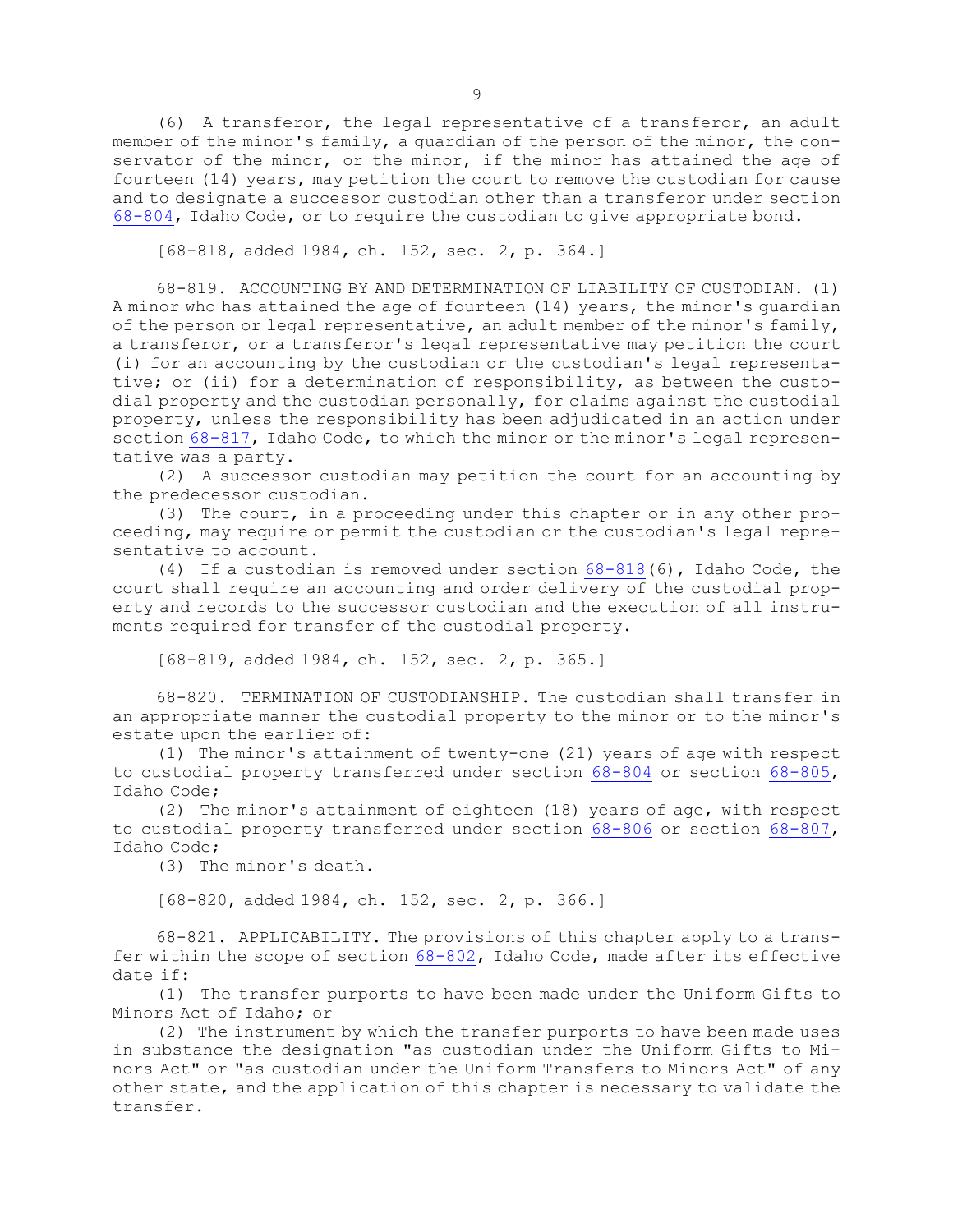(6) A transferor, the legal representative of a transferor, an adult member of the minor's family, a guardian of the person of the minor, the conservator of the minor, or the minor, if the minor has attained the age of fourteen (14) years, may petition the court to remove the custodian for cause and to designate a successor custodian other than a transferor under section 68-804, Idaho Code, or to require the custodian to give appropriate bond.

[68-818, added 1984, ch. 152, sec. 2, p. 364.]

68-819. ACCOUNTING BY AND DETERMINATION OF LIABILITY OF CUSTODIAN. (1) A minor who has attained the age of fourteen (14) years, the minor's guardian of the person or legal representative, an adult member of the minor's family, a transferor, or a transferor's legal representative may petition the court (i) for an accounting by the custodian or the custodian's legal representative; or (ii) for a determination of responsibility, as between the custodial property and the custodian personally, for claims against the custodial property, unless the responsibility has been adjudicated in an action under section 68-817, Idaho Code, to which the minor or the minor's legal representative was a party.

(2) A successor custodian may petition the court for an accounting by the predecessor custodian.

(3) The court, in a proceeding under this chapter or in any other proceeding, may require or permit the custodian or the custodian's legal representative to account.

(4) If a custodian is removed under section 68-818(6), Idaho Code, the court shall require an accounting and order delivery of the custodial property and records to the successor custodian and the execution of all instruments required for transfer of the custodial property.

[68-819, added 1984, ch. 152, sec. 2, p. 365.]

68-820. TERMINATION OF CUSTODIANSHIP. The custodian shall transfer in an appropriate manner the custodial property to the minor or to the minor's estate upon the earlier of:

(1) The minor's attainment of twenty-one (21) years of age with respect to custodial property transferred under section 68-804 or section 68-805, Idaho Code;

(2) The minor's attainment of eighteen (18) years of age, with respect to custodial property transferred under section 68-806 or section 68-807, Idaho Code;

(3) The minor's death.

[68-820, added 1984, ch. 152, sec. 2, p. 366.]

68-821. APPLICABILITY. The provisions of this chapter apply to a transfer within the scope of section 68-802, Idaho Code, made after its effective date if:

(1) The transfer purports to have been made under the Uniform Gifts to Minors Act of Idaho; or

(2) The instrument by which the transfer purports to have been made uses in substance the designation "as custodian under the Uniform Gifts to Minors Act" or "as custodian under the Uniform Transfers to Minors Act" of any other state, and the application of this chapter is necessary to validate the transfer.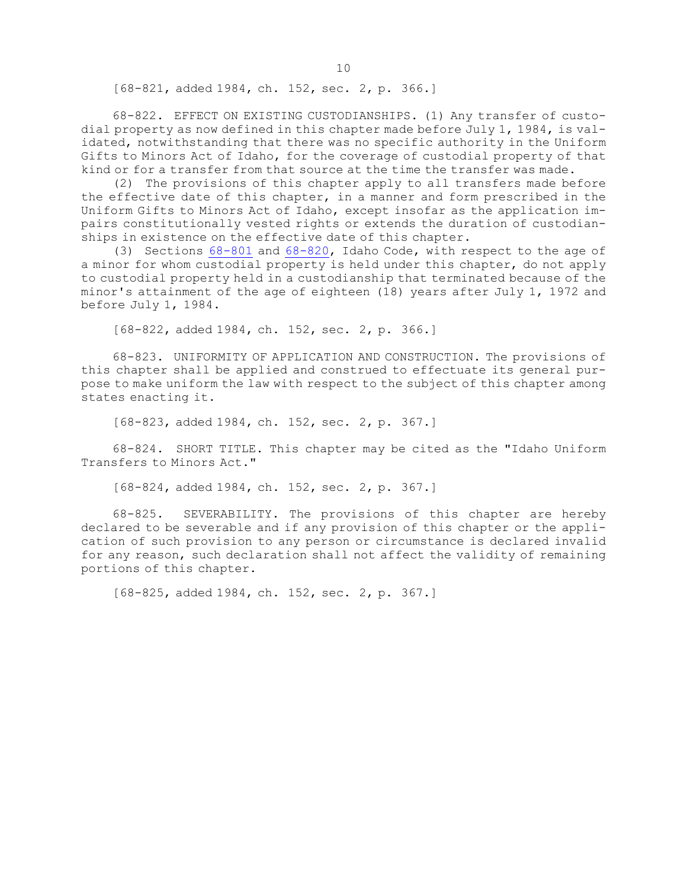[68-821, added 1984, ch. 152, sec. 2, p. 366.]

68-822. EFFECT ON EXISTING CUSTODIANSHIPS. (1) Any transfer of custodial property as now defined in this chapter made before July 1, 1984, is validated, notwithstanding that there was no specific authority in the Uniform Gifts to Minors Act of Idaho, for the coverage of custodial property of that kind or for a transfer from that source at the time the transfer was made.

(2) The provisions of this chapter apply to all transfers made before the effective date of this chapter, in a manner and form prescribed in the Uniform Gifts to Minors Act of Idaho, except insofar as the application impairs constitutionally vested rights or extends the duration of custodianships in existence on the effective date of this chapter.

(3) Sections 68-801 and 68-820, Idaho Code, with respect to the age of a minor for whom custodial property is held under this chapter, do not apply to custodial property held in a custodianship that terminated because of the minor's attainment of the age of eighteen (18) years after July 1, 1972 and before July 1, 1984.

[68-822, added 1984, ch. 152, sec. 2, p. 366.]

68-823. UNIFORMITY OF APPLICATION AND CONSTRUCTION. The provisions of this chapter shall be applied and construed to effectuate its general purpose to make uniform the law with respect to the subject of this chapter among states enacting it.

[68-823, added 1984, ch. 152, sec. 2, p. 367.]

68-824. SHORT TITLE. This chapter may be cited as the "Idaho Uniform Transfers to Minors Act."

[68-824, added 1984, ch. 152, sec. 2, p. 367.]

68-825. SEVERABILITY. The provisions of this chapter are hereby declared to be severable and if any provision of this chapter or the application of such provision to any person or circumstance is declared invalid for any reason, such declaration shall not affect the validity of remaining portions of this chapter.

[68-825, added 1984, ch. 152, sec. 2, p. 367.]